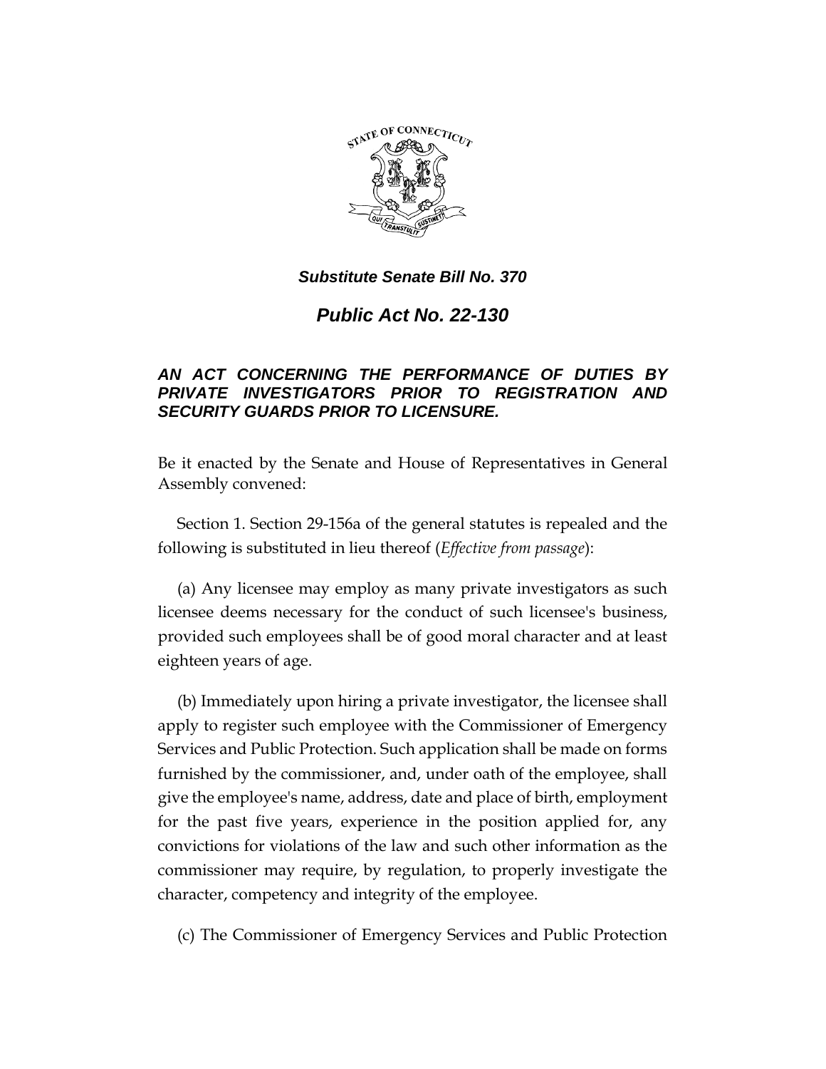***Substitute Senate Bill No. 370***

# *Public Act No. 22-130*

***AN ACT CONCERNING THE PERFORMANCE OF DUTIES BY PRIVATE INVESTIGATORS PRIOR TO REGISTRATION AND SECURITY GUARDS PRIOR TO LICENSURE.***

Be it enacted by the Senate and House of Representatives in General Assembly convened:

Section 1. Section 29-156a of the general statutes is repealed and the following is substituted in lieu thereof (*Effective from passage*):

(a) Any licensee may employ as many private investigators as such licensee deems necessary for the conduct of such licensee's business, provided such employees shall be of good moral character and at least eighteen years of age.

(b) Immediately upon hiring a private investigator, the licensee shall apply to register such employee with the Commissioner of Emergency Services and Public Protection. Such application shall be made on forms furnished by the commissioner, and, under oath of the employee, shall give the employee's name, address, date and place of birth, employment for the past five years, experience in the position applied for, any convictions for violations of the law and such other information as the commissioner may require, by regulation, to properly investigate the character, competency and integrity of the employee.

(c) The Commissioner of Emergency Services and Public Protection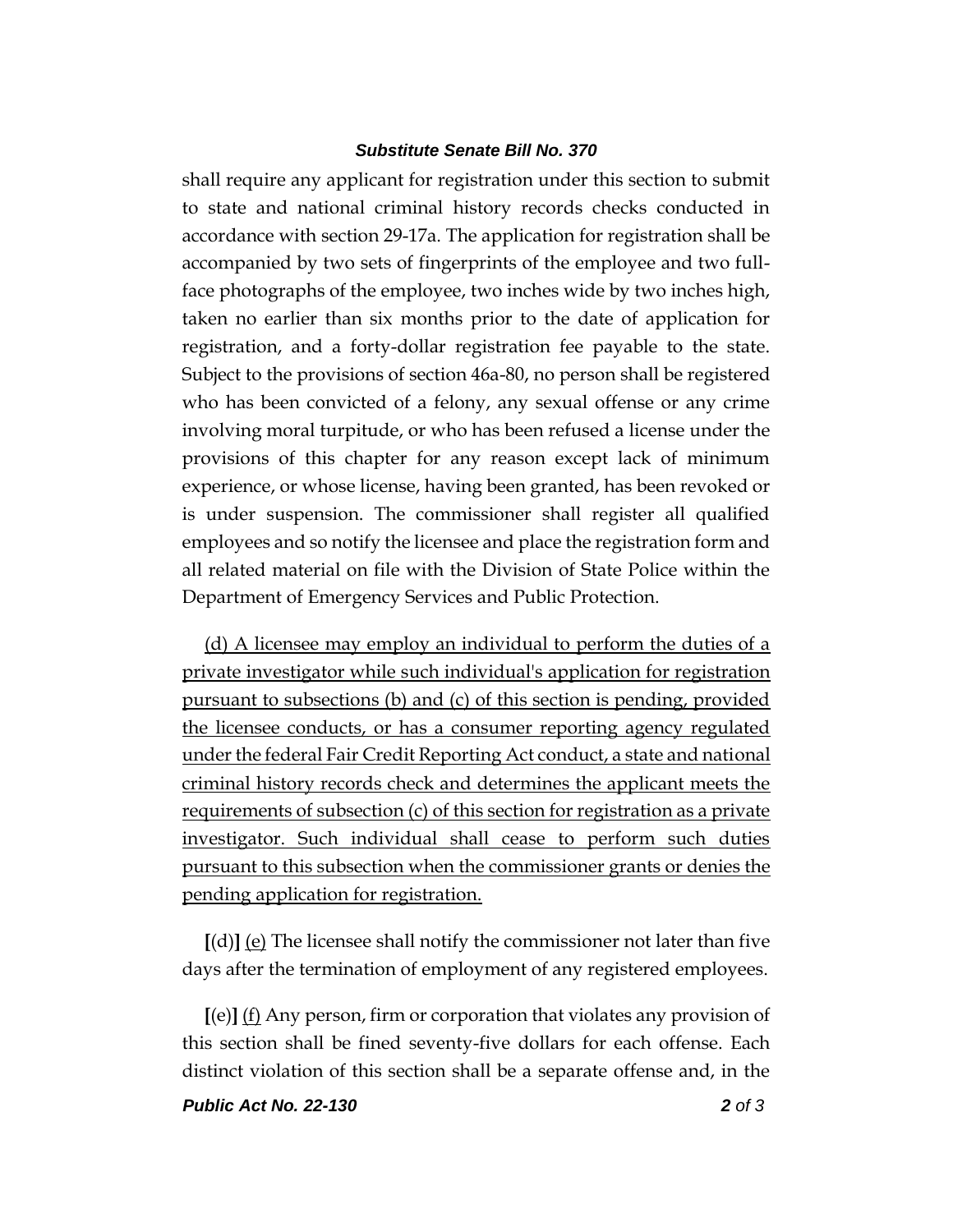shall require any applicant for registration under this section to submit to state and national criminal history records checks conducted in accordance with section 29-17a. The application for registration shall be accompanied by two sets of fingerprints of the employee and two full-face photographs of the employee, two inches wide by two inches high, taken no earlier than six months prior to the date of application for registration, and a forty-dollar registration fee payable to the state. Subject to the provisions of section 46a-80, no person shall be registered who has been convicted of a felony, any sexual offense or any crime involving moral turpitude, or who has been refused a license under the provisions of this chapter for any reason except lack of minimum experience, or whose license, having been granted, has been revoked or is under suspension. The commissioner shall register all qualified employees and so notify the licensee and place the registration form and all related material on file with the Division of State Police within the Department of Emergency Services and Public Protection.

<u>(d) A licensee may employ an individual to perform the duties of a private investigator while such individual's application for registration pursuant to subsections (b) and (c) of this section is pending, provided the licensee conducts, or has a consumer reporting agency regulated under the federal Fair Credit Reporting Act conduct, a state and national criminal history records check and determines the applicant meets the requirements of subsection (c) of this section for registration as a private investigator. Such individual shall cease to perform such duties pursuant to this subsection when the commissioner grants or denies the pending application for registration.</u>

**[**(d)**]** <u>(e)</u> The licensee shall notify the commissioner not later than five days after the termination of employment of any registered employees.

**[**(e)**]** <u>(f)</u> Any person, firm or corporation that violates any provision of this section shall be fined seventy-five dollars for each offense. Each distinct violation of this section shall be a separate offense and, in the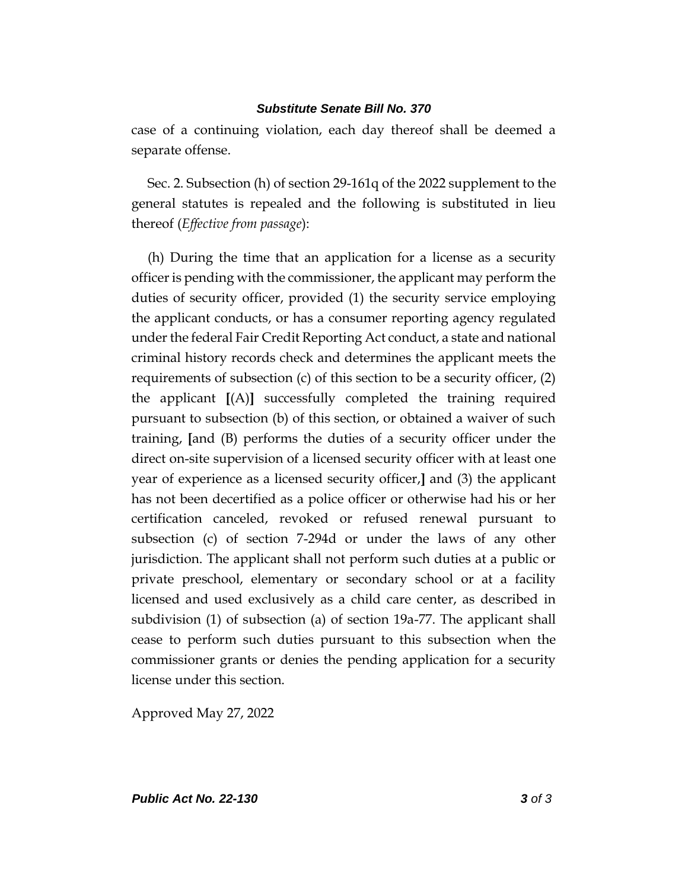case of a continuing violation, each day thereof shall be deemed a separate offense.

Sec. 2. Subsection (h) of section 29-161q of the 2022 supplement to the general statutes is repealed and the following is substituted in lieu thereof (*Effective from passage*):

(h) During the time that an application for a license as a security officer is pending with the commissioner, the applicant may perform the duties of security officer, provided (1) the security service employing the applicant conducts, or has a consumer reporting agency regulated under the federal Fair Credit Reporting Act conduct, a state and national criminal history records check and determines the applicant meets the requirements of subsection (c) of this section to be a security officer, (2) the applicant **[**(A)**]** successfully completed the training required pursuant to subsection (b) of this section, or obtained a waiver of such training, **[**and (B) performs the duties of a security officer under the direct on-site supervision of a licensed security officer with at least one year of experience as a licensed security officer,**]** and (3) the applicant has not been decertified as a police officer or otherwise had his or her certification canceled, revoked or refused renewal pursuant to subsection (c) of section 7-294d or under the laws of any other jurisdiction. The applicant shall not perform such duties at a public or private preschool, elementary or secondary school or at a facility licensed and used exclusively as a child care center, as described in subdivision (1) of subsection (a) of section 19a-77. The applicant shall cease to perform such duties pursuant to this subsection when the commissioner grants or denies the pending application for a security license under this section.

Approved May 27, 2022